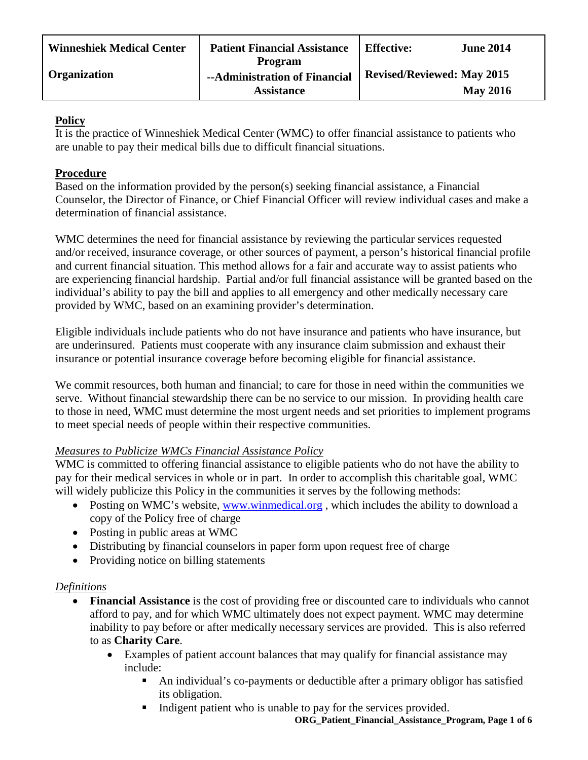| Winneshiek Medical Center | Patient Financial Assistance Program | Effective: June 2014 |
|---|---|---|
| Organization | --Administration of Financial Assistance | Revised/Reviewed: May 2015 May 2016 |

**Policy**

It is the practice of Winneshiek Medical Center (WMC) to offer financial assistance to patients who are unable to pay their medical bills due to difficult financial situations.

**Procedure**

Based on the information provided by the person(s) seeking financial assistance, a Financial Counselor, the Director of Finance, or Chief Financial Officer will review individual cases and make a determination of financial assistance.

WMC determines the need for financial assistance by reviewing the particular services requested and/or received, insurance coverage, or other sources of payment, a person's historical financial profile and current financial situation. This method allows for a fair and accurate way to assist patients who are experiencing financial hardship. Partial and/or full financial assistance will be granted based on the individual's ability to pay the bill and applies to all emergency and other medically necessary care provided by WMC, based on an examining provider's determination.

Eligible individuals include patients who do not have insurance and patients who have insurance, but are underinsured. Patients must cooperate with any insurance claim submission and exhaust their insurance or potential insurance coverage before becoming eligible for financial assistance.

We commit resources, both human and financial; to care for those in need within the communities we serve. Without financial stewardship there can be no service to our mission. In providing health care to those in need, WMC must determine the most urgent needs and set priorities to implement programs to meet special needs of people within their respective communities.

*Measures to Publicize WMCs Financial Assistance Policy*

WMC is committed to offering financial assistance to eligible patients who do not have the ability to pay for their medical services in whole or in part. In order to accomplish this charitable goal, WMC will widely publicize this Policy in the communities it serves by the following methods:

- Posting on WMC's website, www.winmedical.org , which includes the ability to download a copy of the Policy free of charge
- Posting in public areas at WMC
- Distributing by financial counselors in paper form upon request free of charge
- Providing notice on billing statements

*Definitions*

- **Financial Assistance** is the cost of providing free or discounted care to individuals who cannot afford to pay, and for which WMC ultimately does not expect payment. WMC may determine inability to pay before or after medically necessary services are provided. This is also referred to as **Charity Care**.
  - Examples of patient account balances that may qualify for financial assistance may include:
    - An individual's co-payments or deductible after a primary obligor has satisfied its obligation.
    - Indigent patient who is unable to pay for the services provided.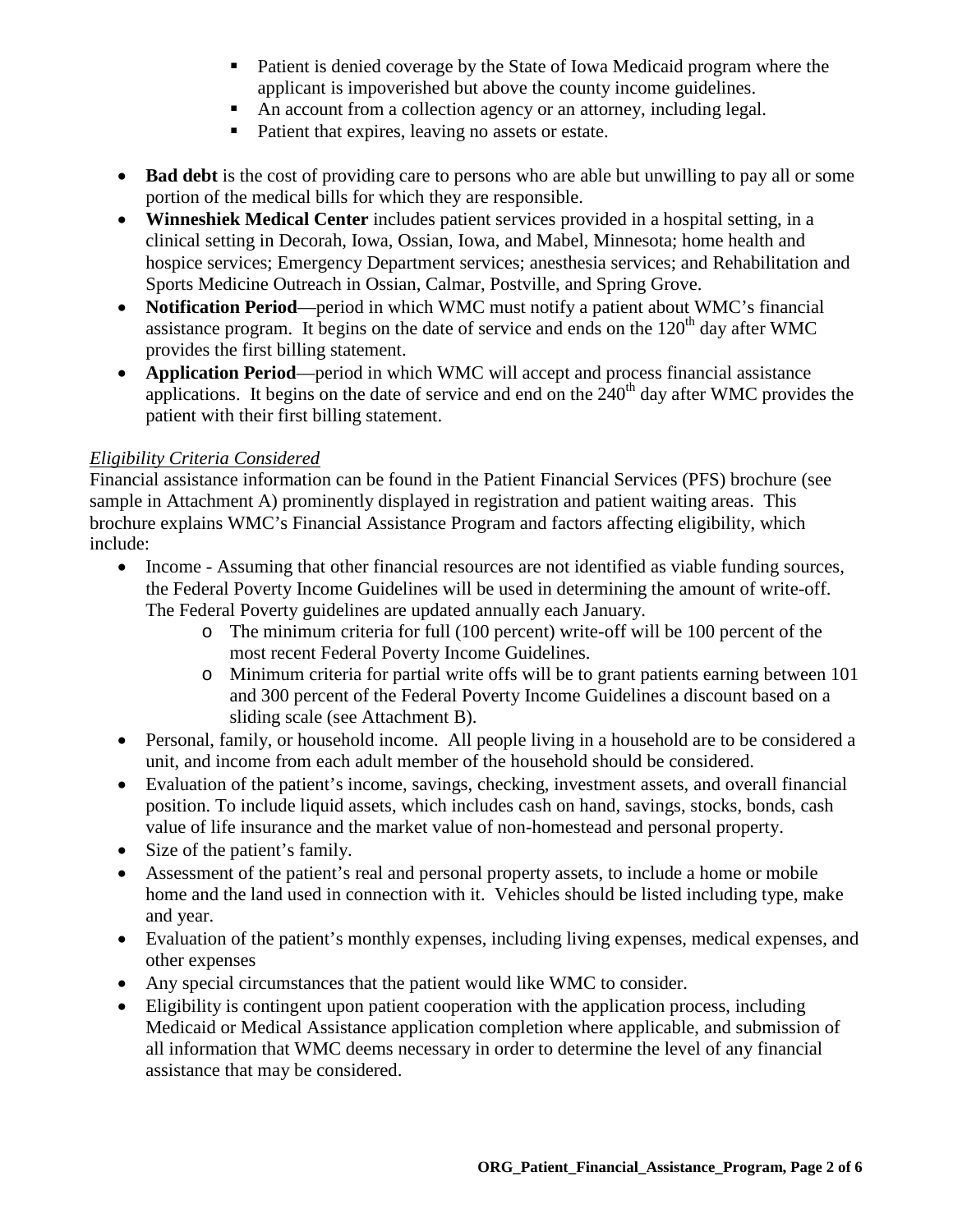- Patient is denied coverage by the State of Iowa Medicaid program where the applicant is impoverished but above the county income guidelines.
  - An account from a collection agency or an attorney, including legal.
  - Patient that expires, leaving no assets or estate.

- **Bad debt** is the cost of providing care to persons who are able but unwilling to pay all or some portion of the medical bills for which they are responsible.
- **Winneshiek Medical Center** includes patient services provided in a hospital setting, in a clinical setting in Decorah, Iowa, Ossian, Iowa, and Mabel, Minnesota; home health and hospice services; Emergency Department services; anesthesia services; and Rehabilitation and Sports Medicine Outreach in Ossian, Calmar, Postville, and Spring Grove.
- **Notification Period**—period in which WMC must notify a patient about WMC's financial assistance program. It begins on the date of service and ends on the 120th day after WMC provides the first billing statement.
- **Application Period**—period in which WMC will accept and process financial assistance applications. It begins on the date of service and end on the 240th day after WMC provides the patient with their first billing statement.

*Eligibility Criteria Considered*

Financial assistance information can be found in the Patient Financial Services (PFS) brochure (see sample in Attachment A) prominently displayed in registration and patient waiting areas. This brochure explains WMC's Financial Assistance Program and factors affecting eligibility, which include:

- Income - Assuming that other financial resources are not identified as viable funding sources, the Federal Poverty Income Guidelines will be used in determining the amount of write-off. The Federal Poverty guidelines are updated annually each January.
  - The minimum criteria for full (100 percent) write-off will be 100 percent of the most recent Federal Poverty Income Guidelines.
  - Minimum criteria for partial write offs will be to grant patients earning between 101 and 300 percent of the Federal Poverty Income Guidelines a discount based on a sliding scale (see Attachment B).
- Personal, family, or household income. All people living in a household are to be considered a unit, and income from each adult member of the household should be considered.
- Evaluation of the patient's income, savings, checking, investment assets, and overall financial position. To include liquid assets, which includes cash on hand, savings, stocks, bonds, cash value of life insurance and the market value of non-homestead and personal property.
- Size of the patient's family.
- Assessment of the patient's real and personal property assets, to include a home or mobile home and the land used in connection with it. Vehicles should be listed including type, make and year.
- Evaluation of the patient's monthly expenses, including living expenses, medical expenses, and other expenses
- Any special circumstances that the patient would like WMC to consider.
- Eligibility is contingent upon patient cooperation with the application process, including Medicaid or Medical Assistance application completion where applicable, and submission of all information that WMC deems necessary in order to determine the level of any financial assistance that may be considered.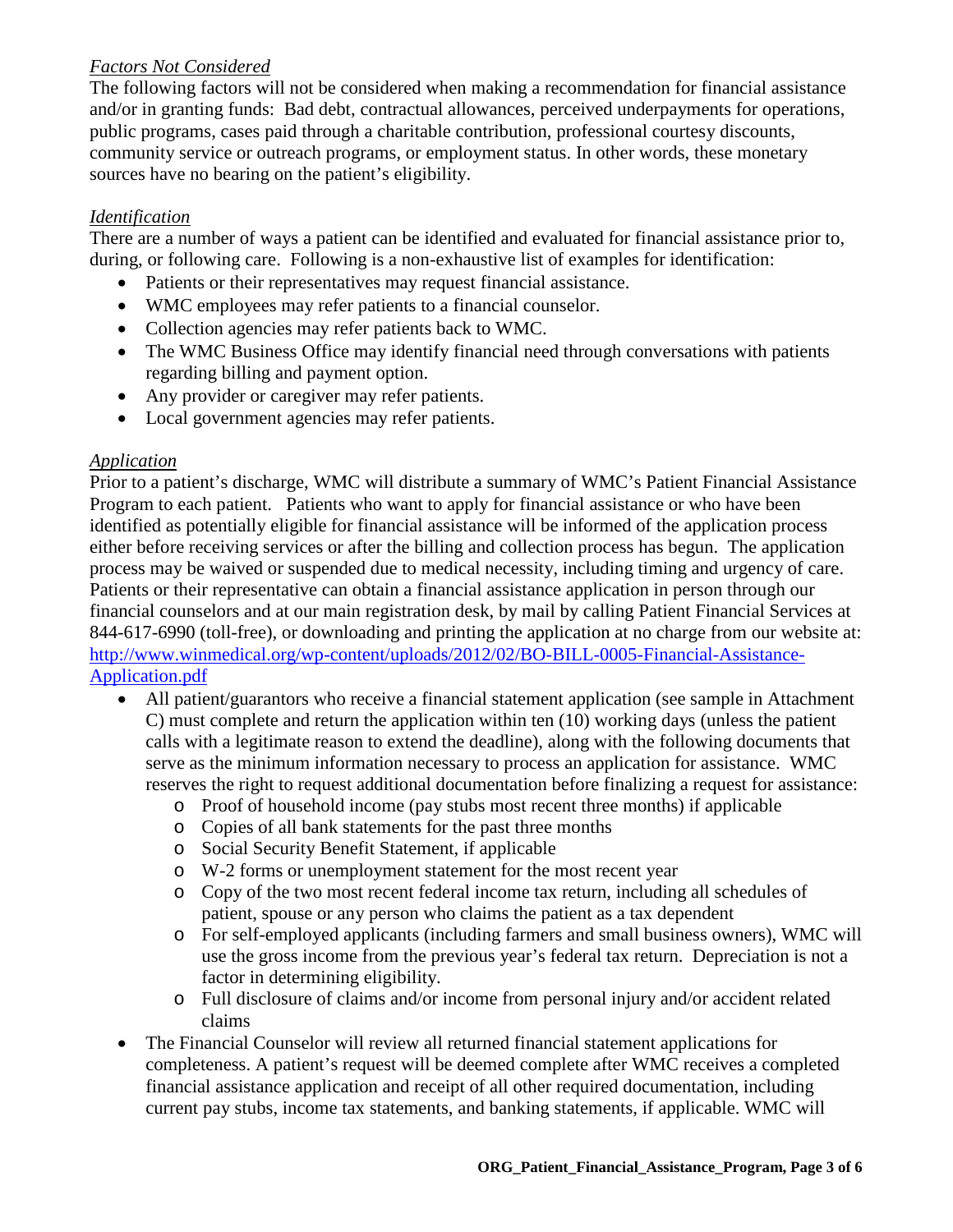*Factors Not Considered*
The following factors will not be considered when making a recommendation for financial assistance and/or in granting funds: Bad debt, contractual allowances, perceived underpayments for operations, public programs, cases paid through a charitable contribution, professional courtesy discounts, community service or outreach programs, or employment status. In other words, these monetary sources have no bearing on the patient's eligibility.

*Identification*
There are a number of ways a patient can be identified and evaluated for financial assistance prior to, during, or following care. Following is a non-exhaustive list of examples for identification:

- Patients or their representatives may request financial assistance.
- WMC employees may refer patients to a financial counselor.
- Collection agencies may refer patients back to WMC.
- The WMC Business Office may identify financial need through conversations with patients regarding billing and payment option.
- Any provider or caregiver may refer patients.
- Local government agencies may refer patients.

*Application*
Prior to a patient's discharge, WMC will distribute a summary of WMC's Patient Financial Assistance Program to each patient. Patients who want to apply for financial assistance or who have been identified as potentially eligible for financial assistance will be informed of the application process either before receiving services or after the billing and collection process has begun. The application process may be waived or suspended due to medical necessity, including timing and urgency of care. Patients or their representative can obtain a financial assistance application in person through our financial counselors and at our main registration desk, by mail by calling Patient Financial Services at 844-617-6990 (toll-free), or downloading and printing the application at no charge from our website at: [http://www.winmedical.org/wp-content/uploads/2012/02/BO-BILL-0005-Financial-Assistance-Application.pdf](http://www.winmedical.org/wp-content/uploads/2012/02/BO-BILL-0005-Financial-Assistance-Application.pdf)

- All patient/guarantors who receive a financial statement application (see sample in Attachment C) must complete and return the application within ten (10) working days (unless the patient calls with a legitimate reason to extend the deadline), along with the following documents that serve as the minimum information necessary to process an application for assistance. WMC reserves the right to request additional documentation before finalizing a request for assistance:
  - Proof of household income (pay stubs most recent three months) if applicable
  - Copies of all bank statements for the past three months
  - Social Security Benefit Statement, if applicable
  - W-2 forms or unemployment statement for the most recent year
  - Copy of the two most recent federal income tax return, including all schedules of patient, spouse or any person who claims the patient as a tax dependent
  - For self-employed applicants (including farmers and small business owners), WMC will use the gross income from the previous year's federal tax return. Depreciation is not a factor in determining eligibility.
  - Full disclosure of claims and/or income from personal injury and/or accident related claims
- The Financial Counselor will review all returned financial statement applications for completeness. A patient's request will be deemed complete after WMC receives a completed financial assistance application and receipt of all other required documentation, including current pay stubs, income tax statements, and banking statements, if applicable. WMC will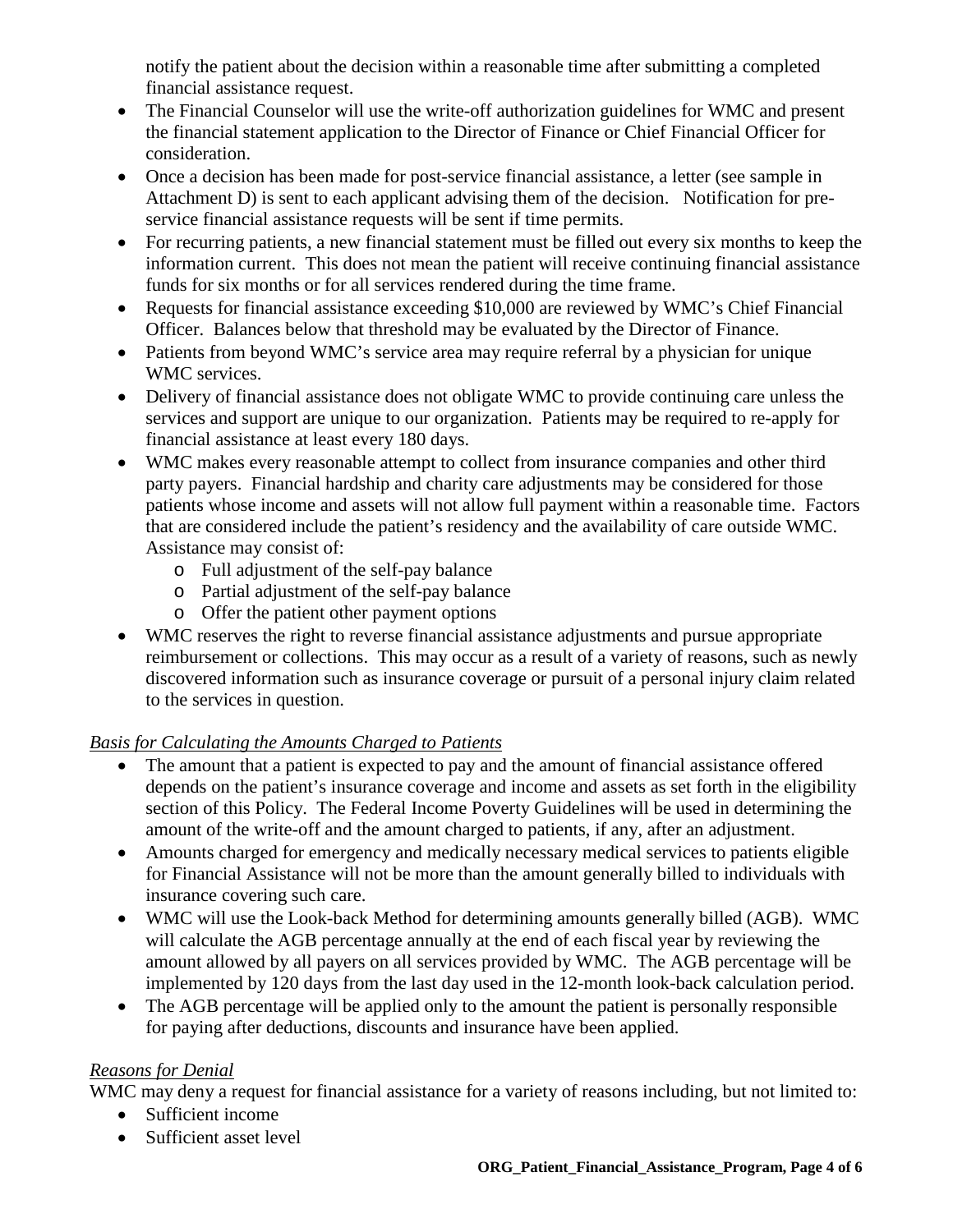notify the patient about the decision within a reasonable time after submitting a completed financial assistance request.

- The Financial Counselor will use the write-off authorization guidelines for WMC and present the financial statement application to the Director of Finance or Chief Financial Officer for consideration.
- Once a decision has been made for post-service financial assistance, a letter (see sample in Attachment D) is sent to each applicant advising them of the decision. Notification for pre-service financial assistance requests will be sent if time permits.
- For recurring patients, a new financial statement must be filled out every six months to keep the information current. This does not mean the patient will receive continuing financial assistance funds for six months or for all services rendered during the time frame.
- Requests for financial assistance exceeding $10,000 are reviewed by WMC's Chief Financial Officer. Balances below that threshold may be evaluated by the Director of Finance.
- Patients from beyond WMC's service area may require referral by a physician for unique WMC services.
- Delivery of financial assistance does not obligate WMC to provide continuing care unless the services and support are unique to our organization. Patients may be required to re-apply for financial assistance at least every 180 days.
- WMC makes every reasonable attempt to collect from insurance companies and other third party payers. Financial hardship and charity care adjustments may be considered for those patients whose income and assets will not allow full payment within a reasonable time. Factors that are considered include the patient's residency and the availability of care outside WMC. Assistance may consist of:
  - Full adjustment of the self-pay balance
  - Partial adjustment of the self-pay balance
  - Offer the patient other payment options
- WMC reserves the right to reverse financial assistance adjustments and pursue appropriate reimbursement or collections. This may occur as a result of a variety of reasons, such as newly discovered information such as insurance coverage or pursuit of a personal injury claim related to the services in question.

*Basis for Calculating the Amounts Charged to Patients*

- The amount that a patient is expected to pay and the amount of financial assistance offered depends on the patient's insurance coverage and income and assets as set forth in the eligibility section of this Policy. The Federal Income Poverty Guidelines will be used in determining the amount of the write-off and the amount charged to patients, if any, after an adjustment.
- Amounts charged for emergency and medically necessary medical services to patients eligible for Financial Assistance will not be more than the amount generally billed to individuals with insurance covering such care.
- WMC will use the Look-back Method for determining amounts generally billed (AGB). WMC will calculate the AGB percentage annually at the end of each fiscal year by reviewing the amount allowed by all payers on all services provided by WMC. The AGB percentage will be implemented by 120 days from the last day used in the 12-month look-back calculation period.
- The AGB percentage will be applied only to the amount the patient is personally responsible for paying after deductions, discounts and insurance have been applied.

*Reasons for Denial*

WMC may deny a request for financial assistance for a variety of reasons including, but not limited to:

- Sufficient income
- Sufficient asset level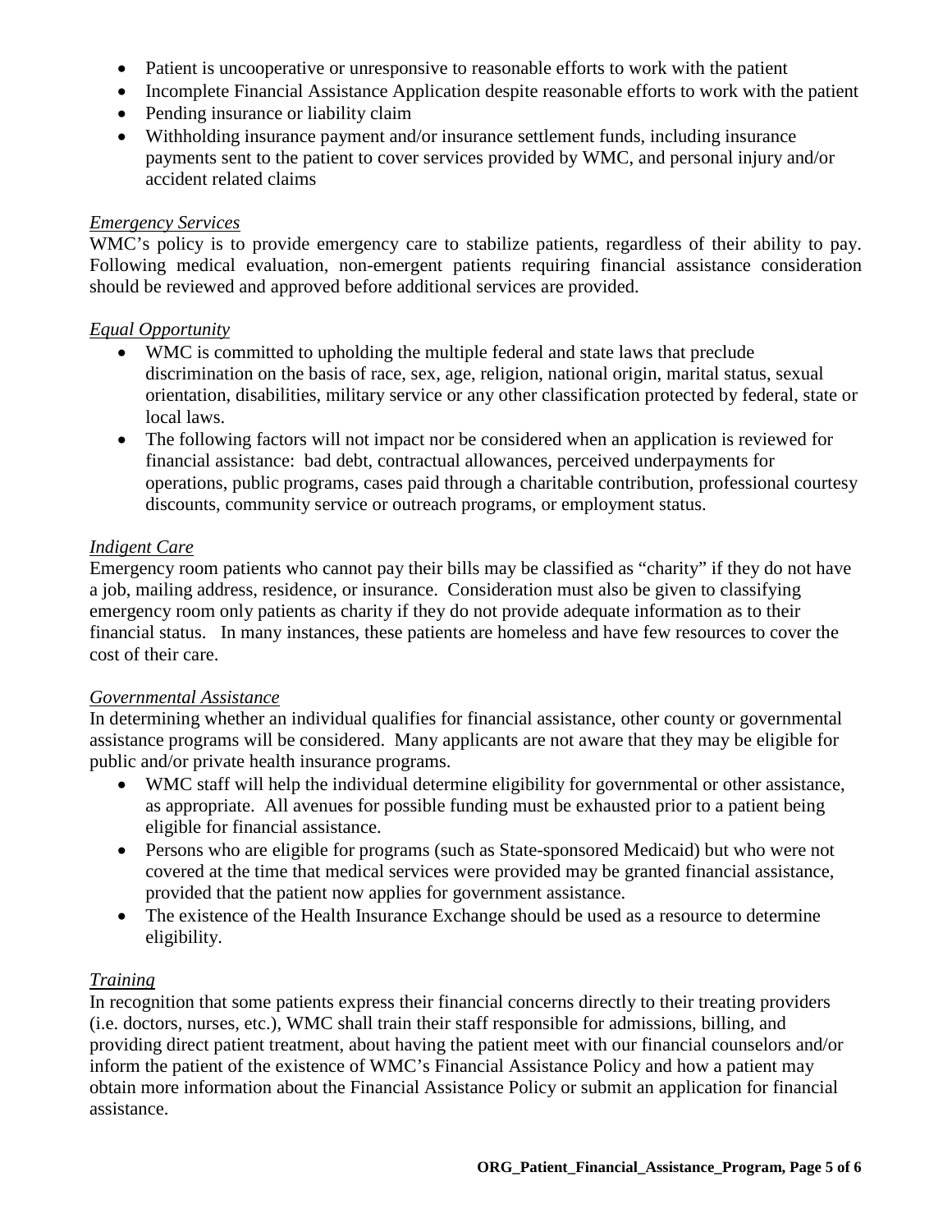- Patient is uncooperative or unresponsive to reasonable efforts to work with the patient
- Incomplete Financial Assistance Application despite reasonable efforts to work with the patient
- Pending insurance or liability claim
- Withholding insurance payment and/or insurance settlement funds, including insurance payments sent to the patient to cover services provided by WMC, and personal injury and/or accident related claims

*Emergency Services*

WMC's policy is to provide emergency care to stabilize patients, regardless of their ability to pay. Following medical evaluation, non-emergent patients requiring financial assistance consideration should be reviewed and approved before additional services are provided.

*Equal Opportunity*

- WMC is committed to upholding the multiple federal and state laws that preclude discrimination on the basis of race, sex, age, religion, national origin, marital status, sexual orientation, disabilities, military service or any other classification protected by federal, state or local laws.
- The following factors will not impact nor be considered when an application is reviewed for financial assistance: bad debt, contractual allowances, perceived underpayments for operations, public programs, cases paid through a charitable contribution, professional courtesy discounts, community service or outreach programs, or employment status.

*Indigent Care*

Emergency room patients who cannot pay their bills may be classified as "charity" if they do not have a job, mailing address, residence, or insurance. Consideration must also be given to classifying emergency room only patients as charity if they do not provide adequate information as to their financial status. In many instances, these patients are homeless and have few resources to cover the cost of their care.

*Governmental Assistance*

In determining whether an individual qualifies for financial assistance, other county or governmental assistance programs will be considered. Many applicants are not aware that they may be eligible for public and/or private health insurance programs.

- WMC staff will help the individual determine eligibility for governmental or other assistance, as appropriate. All avenues for possible funding must be exhausted prior to a patient being eligible for financial assistance.
- Persons who are eligible for programs (such as State-sponsored Medicaid) but who were not covered at the time that medical services were provided may be granted financial assistance, provided that the patient now applies for government assistance.
- The existence of the Health Insurance Exchange should be used as a resource to determine eligibility.

*Training*

In recognition that some patients express their financial concerns directly to their treating providers (i.e. doctors, nurses, etc.), WMC shall train their staff responsible for admissions, billing, and providing direct patient treatment, about having the patient meet with our financial counselors and/or inform the patient of the existence of WMC's Financial Assistance Policy and how a patient may obtain more information about the Financial Assistance Policy or submit an application for financial assistance.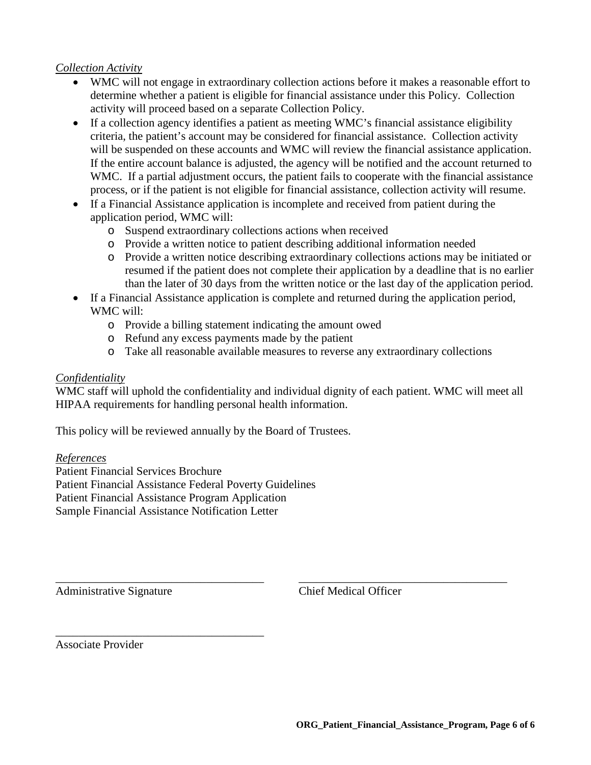*Collection Activity*

- WMC will not engage in extraordinary collection actions before it makes a reasonable effort to determine whether a patient is eligible for financial assistance under this Policy. Collection activity will proceed based on a separate Collection Policy.
- If a collection agency identifies a patient as meeting WMC's financial assistance eligibility criteria, the patient's account may be considered for financial assistance. Collection activity will be suspended on these accounts and WMC will review the financial assistance application. If the entire account balance is adjusted, the agency will be notified and the account returned to WMC. If a partial adjustment occurs, the patient fails to cooperate with the financial assistance process, or if the patient is not eligible for financial assistance, collection activity will resume.
- If a Financial Assistance application is incomplete and received from patient during the application period, WMC will:
  - Suspend extraordinary collections actions when received
  - Provide a written notice to patient describing additional information needed
  - Provide a written notice describing extraordinary collections actions may be initiated or resumed if the patient does not complete their application by a deadline that is no earlier than the later of 30 days from the written notice or the last day of the application period.
- If a Financial Assistance application is complete and returned during the application period, WMC will:
  - Provide a billing statement indicating the amount owed
  - Refund any excess payments made by the patient
  - Take all reasonable available measures to reverse any extraordinary collections

*Confidentiality*

WMC staff will uphold the confidentiality and individual dignity of each patient. WMC will meet all HIPAA requirements for handling personal health information.

This policy will be reviewed annually by the Board of Trustees.

*References*

Patient Financial Services Brochure
Patient Financial Assistance Federal Poverty Guidelines
Patient Financial Assistance Program Application
Sample Financial Assistance Notification Letter

____________________________________ ____________________________________
Administrative Signature Chief Medical Officer

____________________________________
Associate Provider